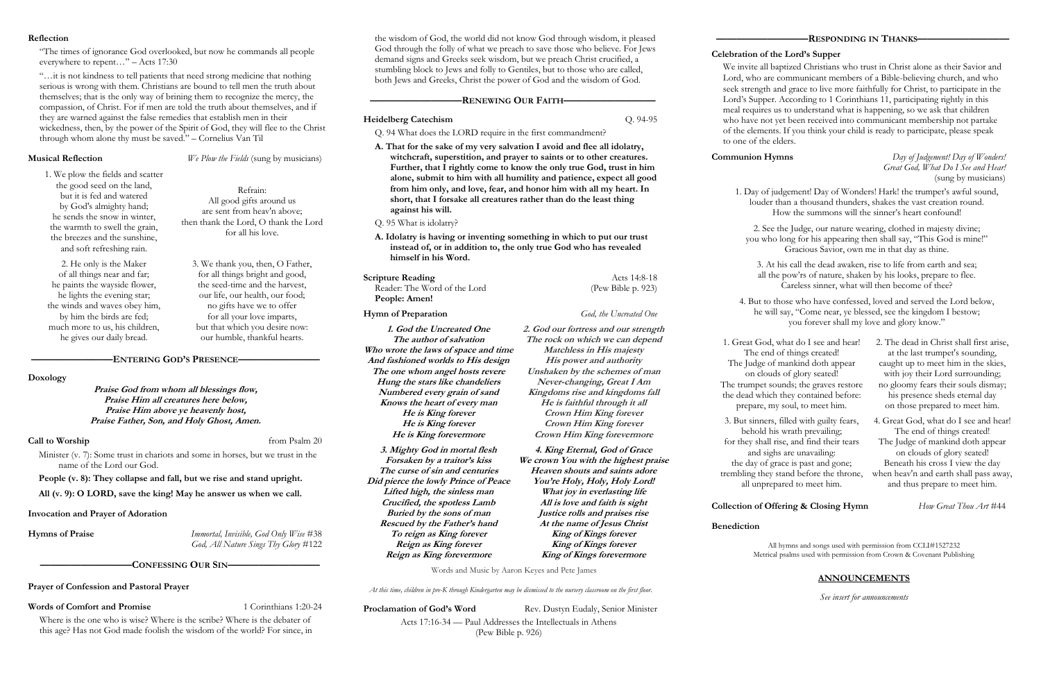## Reflection

"The times of ignorance God overlooked, but now he commands all people everywhere to repent…" – Acts 17:30

"…it is not kindness to tell patients that need strong medicine that nothing serious is wrong with them. Christians are bound to tell men the truth about themselves; that is the only way of brining them to recognize the mercy, the compassion, of Christ. For if men are told the truth about themselves, and if they are warned against the false remedies that establish men in their wickedness, then, by the power of the Spirit of God, they will flee to the Christ through whom alone thy must be saved." – Cornelius Van Til

## Musical Reflection

*We Plow the Fields* (sung by musicians)

1. We plow the fields and scatter
the good seed on the land,
but it is fed and watered
by God's almighty hand;
he sends the snow in winter,
the warmth to swell the grain,
the breezes and the sunshine,
and soft refreshing rain.

Refrain:
All good gifts around us
are sent from heav'n above;
then thank the Lord, O thank the Lord
for all his love.

2. He only is the Maker
of all things near and far;
he paints the wayside flower,
he lights the evening star;
the winds and waves obey him,
by him the birds are fed;
much more to us, his children,
he gives our daily bread.

3. We thank you, then, O Father,
for all things bright and good,
the seed-time and the harvest,
our life, our health, our food;
no gifts have we to offer
for all your love imparts,
but that which you desire now:
our humble, thankful hearts.

## ENTERING GOD'S PRESENCE

### Doxology

***Praise God from whom all blessings flow,***
***Praise Him all creatures here below,***
***Praise Him above ye heavenly host,***
***Praise Father, Son, and Holy Ghost, Amen.***

### Call to Worship

from Psalm 20

Minister (v. 7): Some trust in chariots and some in horses, but we trust in the name of the Lord our God.

**People (v. 8): They collapse and fall, but we rise and stand upright.**

**All (v. 9): O LORD, save the king! May he answer us when we call.**

### Invocation and Prayer of Adoration

### Hymns of Praise

*Immortal, Invisible, God Only Wise* #38
*God, All Nature Sings Thy Glory* #122

## CONFESSING OUR SIN

### Prayer of Confession and Pastoral Prayer

### Words of Comfort and Promise

1 Corinthians 1:20-24

Where is the one who is wise? Where is the scribe? Where is the debater of this age? Has not God made foolish the wisdom of the world? For since, in the wisdom of God, the world did not know God through wisdom, it pleased God through the folly of what we preach to save those who believe. For Jews demand signs and Greeks seek wisdom, but we preach Christ crucified, a stumbling block to Jews and folly to Gentiles, but to those who are called, both Jews and Greeks, Christ the power of God and the wisdom of God.

## RENEWING OUR FAITH

### Heidelberg Catechism

Q. 94-95

Q. 94 What does the LORD require in the first commandment?

**A. That for the sake of my very salvation I avoid and flee all idolatry, witchcraft, superstition, and prayer to saints or to other creatures. Further, that I rightly come to know the only true God, trust in him alone, submit to him with all humility and patience, expect all good from him only, and love, fear, and honor him with all my heart. In short, that I forsake all creatures rather than do the least thing against his will.**

Q. 95 What is idolatry?

**A. Idolatry is having or inventing something in which to put our trust instead of, or in addition to, the only true God who has revealed himself in his Word.**

### Scripture Reading

Acts 14:8-18 (Pew Bible p. 923)

Reader: The Word of the Lord
**People: Amen!**

### Hymn of Preparation

*God, the Uncreated One*

***1. God the Uncreated One***
***The author of salvation***
***Who wrote the laws of space and time***
***And fashioned worlds to His design***
***The one whom angel hosts revere***
***Hung the stars like chandeliers***
***Numbered every grain of sand***
***Knows the heart of every man***
***He is King forever***
***He is King forever***
***He is King forevermore***

***2. God our fortress and our strength***
***The rock on which we can depend***
***Matchless in His majesty***
***His power and authority***
***Unshaken by the schemes of man***
***Never-changing, Great I Am***
***Kingdoms rise and kingdoms fall***
***He is faithful through it all***
***Crown Him King forever***
***Crown Him King forever***
***Crown Him King forevermore***

***3. Mighty God in mortal flesh***
***Forsaken by a traitor's kiss***
***The curse of sin and centuries***
***Did pierce the lowly Prince of Peace***
***Lifted high, the sinless man***
***Crucified, the spotless Lamb***
***Buried by the sons of man***
***Rescued by the Father's hand***
***To reign as King forever***
***Reign as King forever***
***Reign as King forevermore***

***4. King Eternal, God of Grace***
***We crown You with the highest praise***
***Heaven shouts and saints adore***
***You're Holy, Holy, Holy Lord!***
***What joy in everlasting life***
***All is love and faith is sight***
***Justice rolls and praises rise***
***At the name of Jesus Christ***
***King of Kings forever***
***King of Kings forever***
***King of Kings forevermore***

Words and Music by Aaron Keyes and Pete James

*At this time, children in pre-K through Kindergarten may be dismissed to the nursery classroom on the first floor.*

### Proclamation of God's Word

Rev. Dustyn Eudaly, Senior Minister

Acts 17:16-34 — Paul Addresses the Intellectuals in Athens
(Pew Bible p. 926)

## RESPONDING IN THANKS

### Celebration of the Lord's Supper

We invite all baptized Christians who trust in Christ alone as their Savior and Lord, who are communicant members of a Bible-believing church, and who seek strength and grace to live more faithfully for Christ, to participate in the Lord's Supper. According to 1 Corinthians 11, participating rightly in this meal requires us to understand what is happening, so we ask that children who have not yet been received into communicant membership not partake of the elements. If you think your child is ready to participate, please speak to one of the elders.

### Communion Hymns

*Day of Judgement! Day of Wonders!*
*Great God, What Do I See and Hear!*
(sung by musicians)

1. Day of judgement! Day of Wonders! Hark! the trumpet's awful sound,
louder than a thousand thunders, shakes the vast creation round.
How the summons will the sinner's heart confound!

2. See the Judge, our nature wearing, clothed in majesty divine;
you who long for his appearing then shall say, "This God is mine!"
Gracious Savior, own me in that day as thine.

3. At his call the dead awaken, rise to life from earth and sea;
all the pow'rs of nature, shaken by his looks, prepare to flee.
Careless sinner, what will then become of thee?

4. But to those who have confessed, loved and served the Lord below,
he will say, "Come near, ye blessed, see the kingdom I bestow;
you forever shall my love and glory know."

1. Great God, what do I see and hear!
The end of things created!
The Judge of mankind doth appear
on clouds of glory seated!
The trumpet sounds; the graves restore
the dead which they contained before:
prepare, my soul, to meet him.

2. The dead in Christ shall first arise,
at the last trumpet's sounding,
caught up to meet him in the skies,
with joy their Lord surrounding;
no gloomy fears their souls dismay;
his presence sheds eternal day
on those prepared to meet him.

3. But sinners, filled with guilty fears,
behold his wrath prevailing;
for they shall rise, and find their tears
and sighs are unavailing:
the day of grace is past and gone;
trembling they stand before the throne,
all unprepared to meet him.

4. Great God, what do I see and hear!
The end of things created!
The Judge of mankind doth appear
on clouds of glory seated!
Beneath his cross I view the day
when heav'n and earth shall pass away,
and thus prepare to meet him.

### Collection of Offering & Closing Hymn

*How Great Thou Art* #44

### Benediction

All hymns and songs used with permission from CCLI#1527232
Metrical psalms used with permission from Crown & Covenant Publishing

## ANNOUNCEMENTS

*See insert for announcements*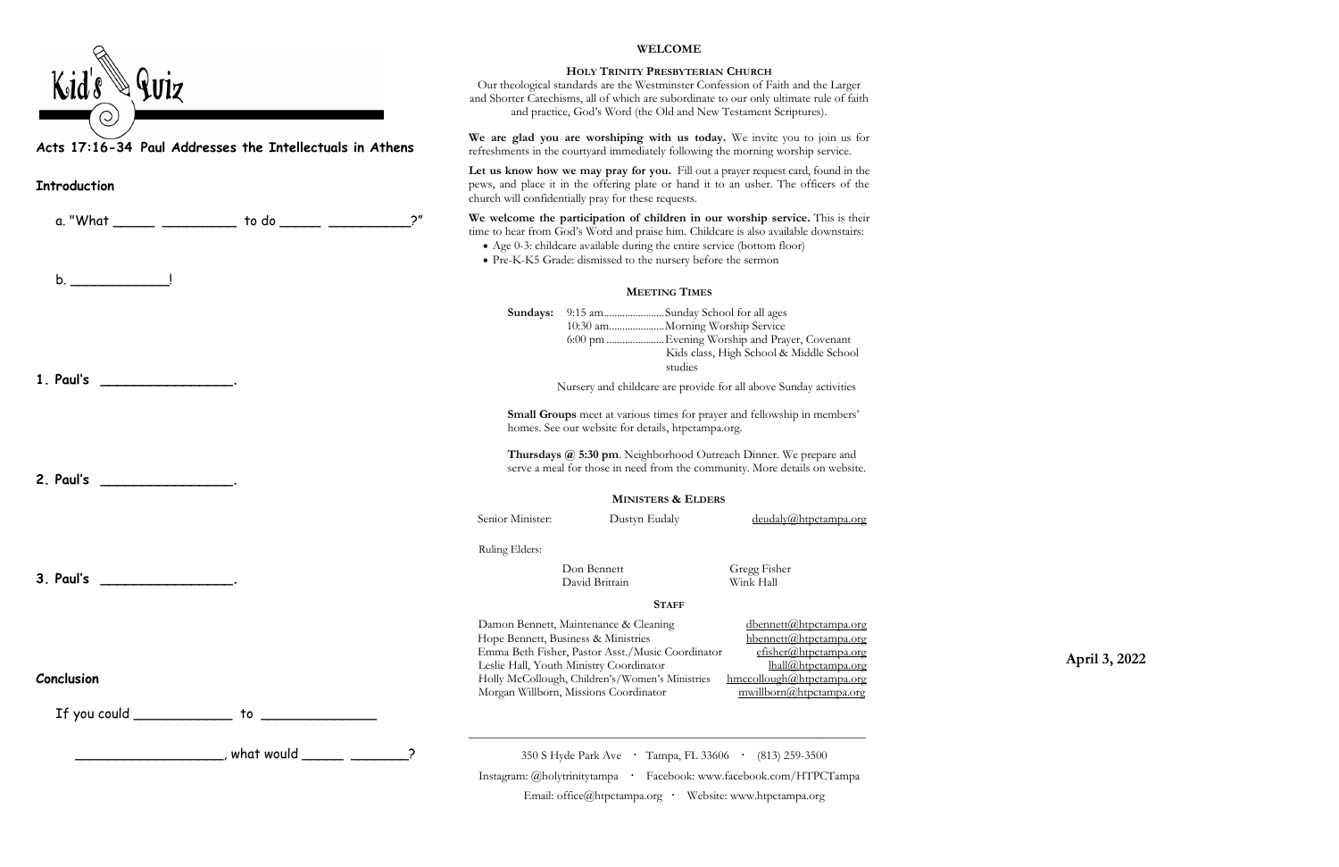# Kid's Quiz

## Acts 17:16-34 Paul Addresses the Intellectuals in Athens

### Introduction

a. "What _____ _________ to do _____ __________?"

b. ____________!

**1. Paul's ________________.**

**2. Paul's ________________.**

**3. Paul's ________________.**

### Conclusion

If you could ____________ to ______________

__________________, what would _____ _______?

# WELCOME

## HOLY TRINITY PRESBYTERIAN CHURCH

Our theological standards are the Westminster Confession of Faith and the Larger and Shorter Catechisms, all of which are subordinate to our only ultimate rule of faith and practice, God's Word (the Old and New Testament Scriptures).

**We are glad you are worshiping with us today.** We invite you to join us for refreshments in the courtyard immediately following the morning worship service.

**Let us know how we may pray for you.** Fill out a prayer request card, found in the pews, and place it in the offering plate or hand it to an usher. The officers of the church will confidentially pray for these requests.

**We welcome the participation of children in our worship service.** This is their time to hear from God's Word and praise him. Childcare is also available downstairs:

- Age 0-3: childcare available during the entire service (bottom floor)
- Pre-K-K5 Grade: dismissed to the nursery before the sermon

## MEETING TIMES

**Sundays:**
- 9:15 am....................Sunday School for all ages
- 10:30 am..................Morning Worship Service
- 6:00 pm....................Evening Worship and Prayer, Covenant Kids class, High School & Middle School studies

Nursery and childcare are provide for all above Sunday activities

**Small Groups** meet at various times for prayer and fellowship in members' homes. See our website for details, htpctampa.org.

**Thursdays @ 5:30 pm**. Neighborhood Outreach Dinner. We prepare and serve a meal for those in need from the community. More details on website.

## MINISTERS & ELDERS

Senior Minister: Dustyn Eudaly deudaly@htpctampa.org

Ruling Elders:

Don Bennett, Gregg Fisher, David Brittain, Wink Hall

## STAFF

| | |
|---|---|
| Damon Bennett, Maintenance & Cleaning | dbennett@htpctampa.org |
| Hope Bennett, Business & Ministries | hbennett@htpctampa.org |
| Emma Beth Fisher, Pastor Asst./Music Coordinator | efisher@htpctampa.org |
| Leslie Hall, Youth Ministry Coordinator | lhall@htpctampa.org |
| Holly McCollough, Children's/Women's Ministries | hmccollough@htpctampa.org |
| Morgan Willborn, Missions Coordinator | mwillborn@htpctampa.org |

350 S Hyde Park Ave · Tampa, FL 33606 · (813) 259-3500

Instagram: @holytrinitytampa · Facebook: www.facebook.com/HTPCTampa

Email: office@htpctampa.org · Website: www.htpctampa.org

**April 3, 2022**